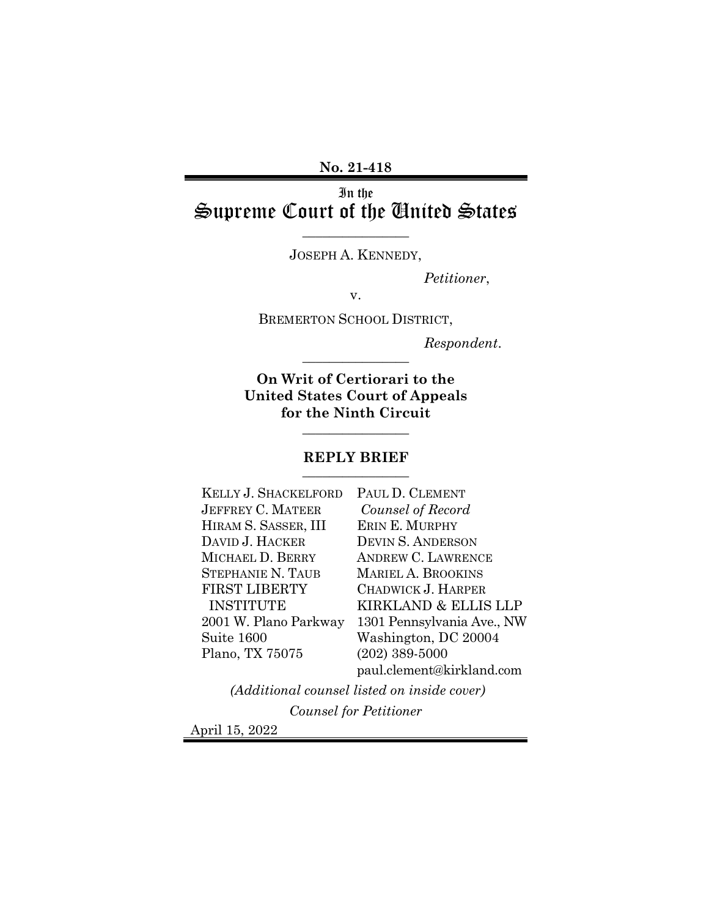**No. 21-418**

# In the Supreme Court of the United States

---

JOSEPH A. KENNEDY,

*Petitioner*,

v.

BREMERTON SCHOOL DISTRICT,

*Respondent*.

---

**On Writ of Certiorari to the United States Court of Appeals for the Ninth Circuit**

---

**REPLY BRIEF**

---

| | |
|---|---|
| KELLY J. SHACKELFORD | PAUL D. CLEMENT |
| JEFFREY C. MATEER | *Counsel of Record* |
| HIRAM S. SASSER, III | ERIN E. MURPHY |
| DAVID J. HACKER | DEVIN S. ANDERSON |
| MICHAEL D. BERRY | ANDREW C. LAWRENCE |
| STEPHANIE N. TAUB | MARIEL A. BROOKINS |
| FIRST LIBERTY INSTITUTE | CHADWICK J. HARPER |
| 2001 W. Plano Parkway | KIRKLAND & ELLIS LLP |
| Suite 1600 | 1301 Pennsylvania Ave., NW |
| Plano, TX 75075 | Washington, DC 20004 |
| | (202) 389-5000 |
| | paul.clement@kirkland.com |

*(Additional counsel listed on inside cover)*

*Counsel for Petitioner*

April 15, 2022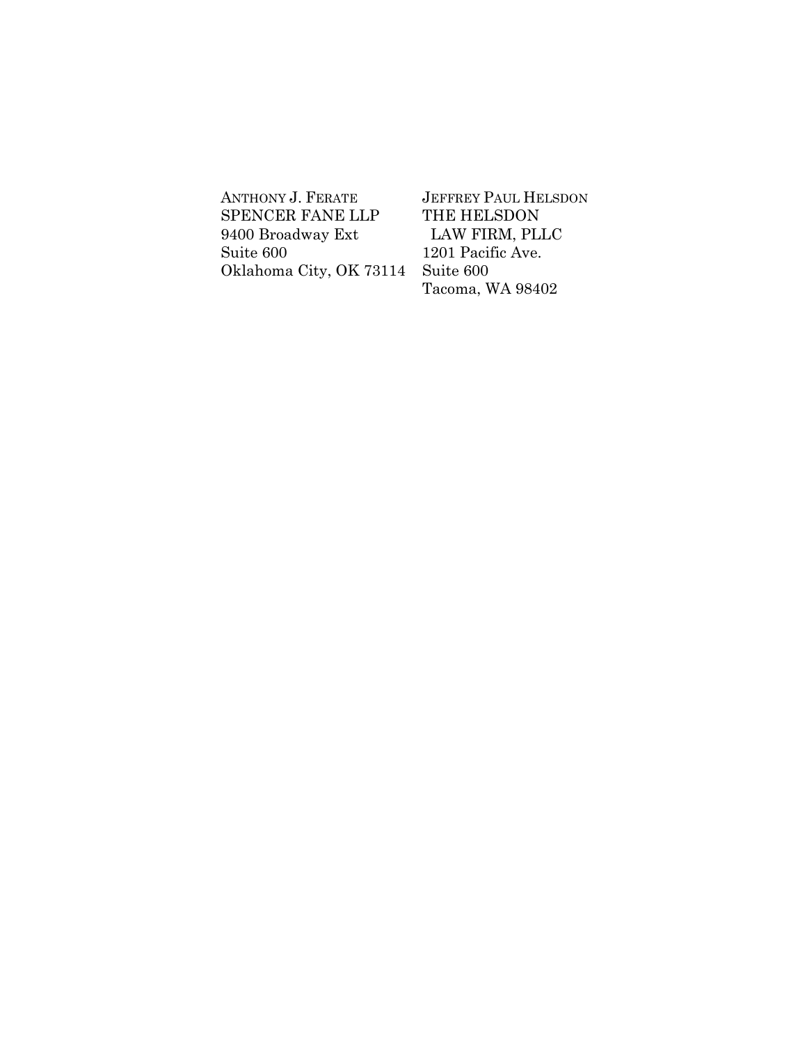ANTHONY J. FERATE
SPENCER FANE LLP
9400 Broadway Ext
Suite 600
Oklahoma City, OK 73114

JEFFREY PAUL HELSDON
THE HELSDON LAW FIRM, PLLC
1201 Pacific Ave.
Suite 600
Tacoma, WA 98402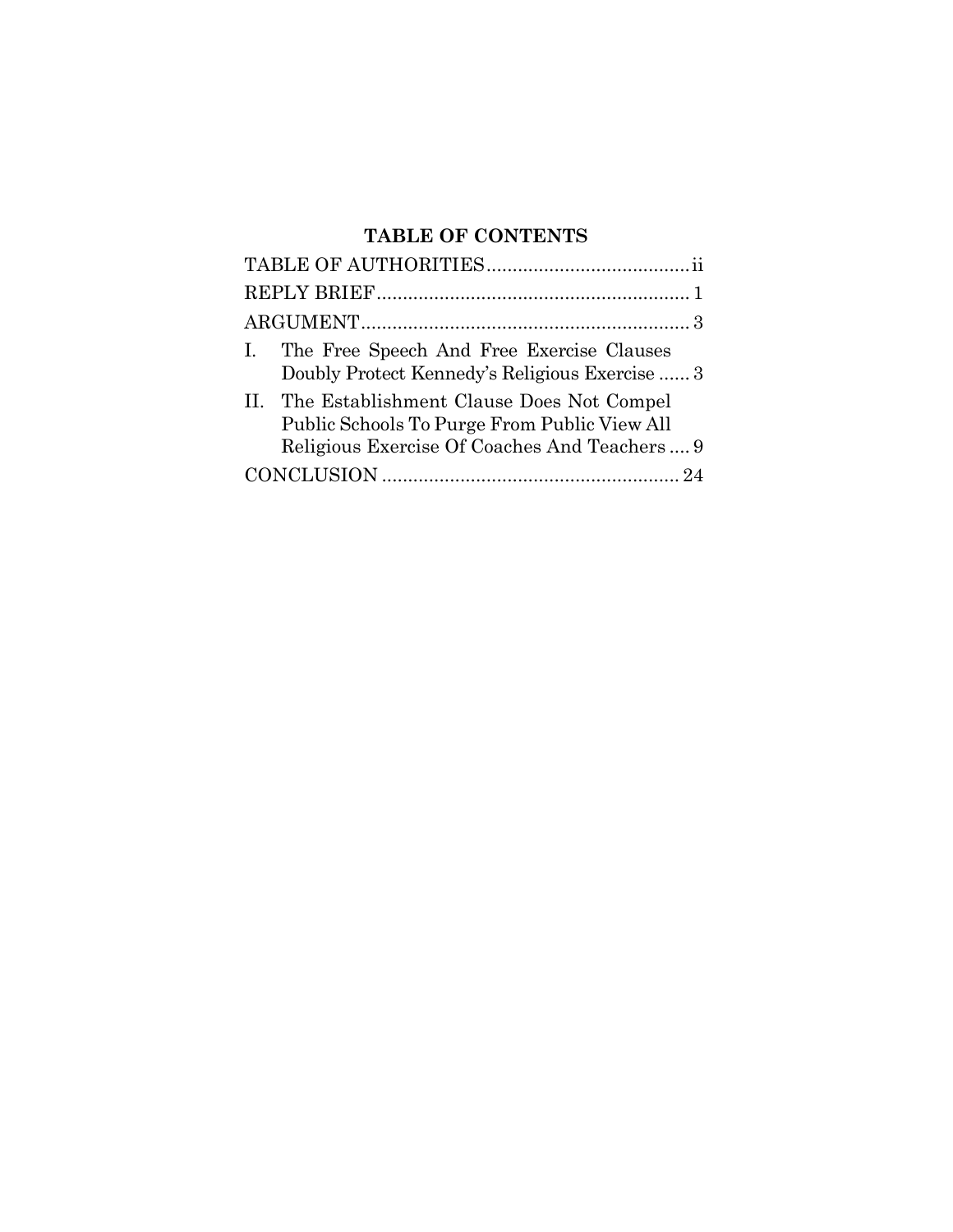## TABLE OF CONTENTS

TABLE OF AUTHORITIES....................................... ii

REPLY BRIEF............................................................ 1

ARGUMENT............................................................... 3

I. The Free Speech And Free Exercise Clauses Doubly Protect Kennedy's Religious Exercise ...... 3

II. The Establishment Clause Does Not Compel Public Schools To Purge From Public View All Religious Exercise Of Coaches And Teachers .... 9

CONCLUSION ......................................................... 24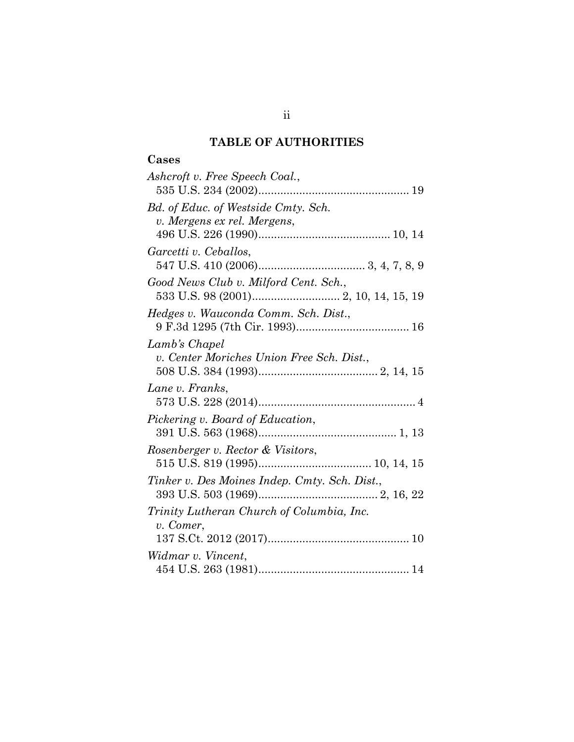## TABLE OF AUTHORITIES

### Cases

*Ashcroft v. Free Speech Coal.*, 535 U.S. 234 (2002) ................................................ 19

*Bd. of Educ. of Westside Cmty. Sch. v. Mergens ex rel. Mergens*, 496 U.S. 226 (1990) .......................................... 10, 14

*Garcetti v. Ceballos*, 547 U.S. 410 (2006) .................................. 3, 4, 7, 8, 9

*Good News Club v. Milford Cent. Sch.*, 533 U.S. 98 (2001) ............................ 2, 10, 14, 15, 19

*Hedges v. Wauconda Comm. Sch. Dist.*, 9 F.3d 1295 (7th Cir. 1993) .................................... 16

*Lamb's Chapel v. Center Moriches Union Free Sch. Dist.*, 508 U.S. 384 (1993) ...................................... 2, 14, 15

*Lane v. Franks*, 573 U.S. 228 (2014) .................................................. 4

*Pickering v. Board of Education*, 391 U.S. 563 (1968) ............................................ 1, 13

*Rosenberger v. Rector & Visitors*, 515 U.S. 819 (1995) .................................... 10, 14, 15

*Tinker v. Des Moines Indep. Cmty. Sch. Dist.*, 393 U.S. 503 (1969) ...................................... 2, 16, 22

*Trinity Lutheran Church of Columbia, Inc. v. Comer*, 137 S.Ct. 2012 (2017) ............................................. 10

*Widmar v. Vincent*, 454 U.S. 263 (1981) ................................................ 14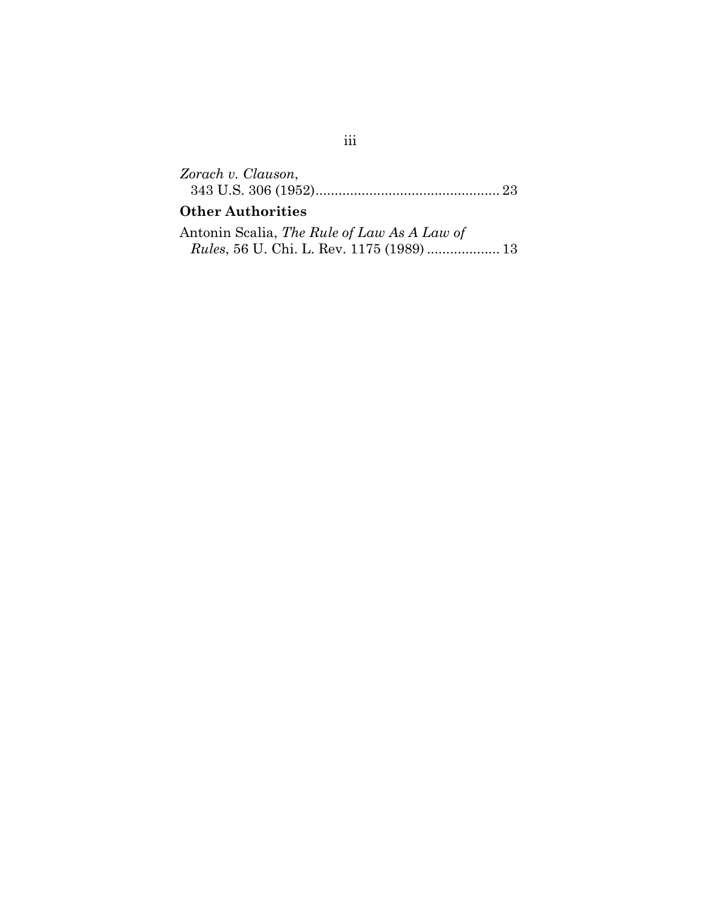*Zorach v. Clauson*,
343 U.S. 306 (1952)................................................ 23

**Other Authorities**

Antonin Scalia, *The Rule of Law As A Law of Rules*, 56 U. Chi. L. Rev. 1175 (1989) ................... 13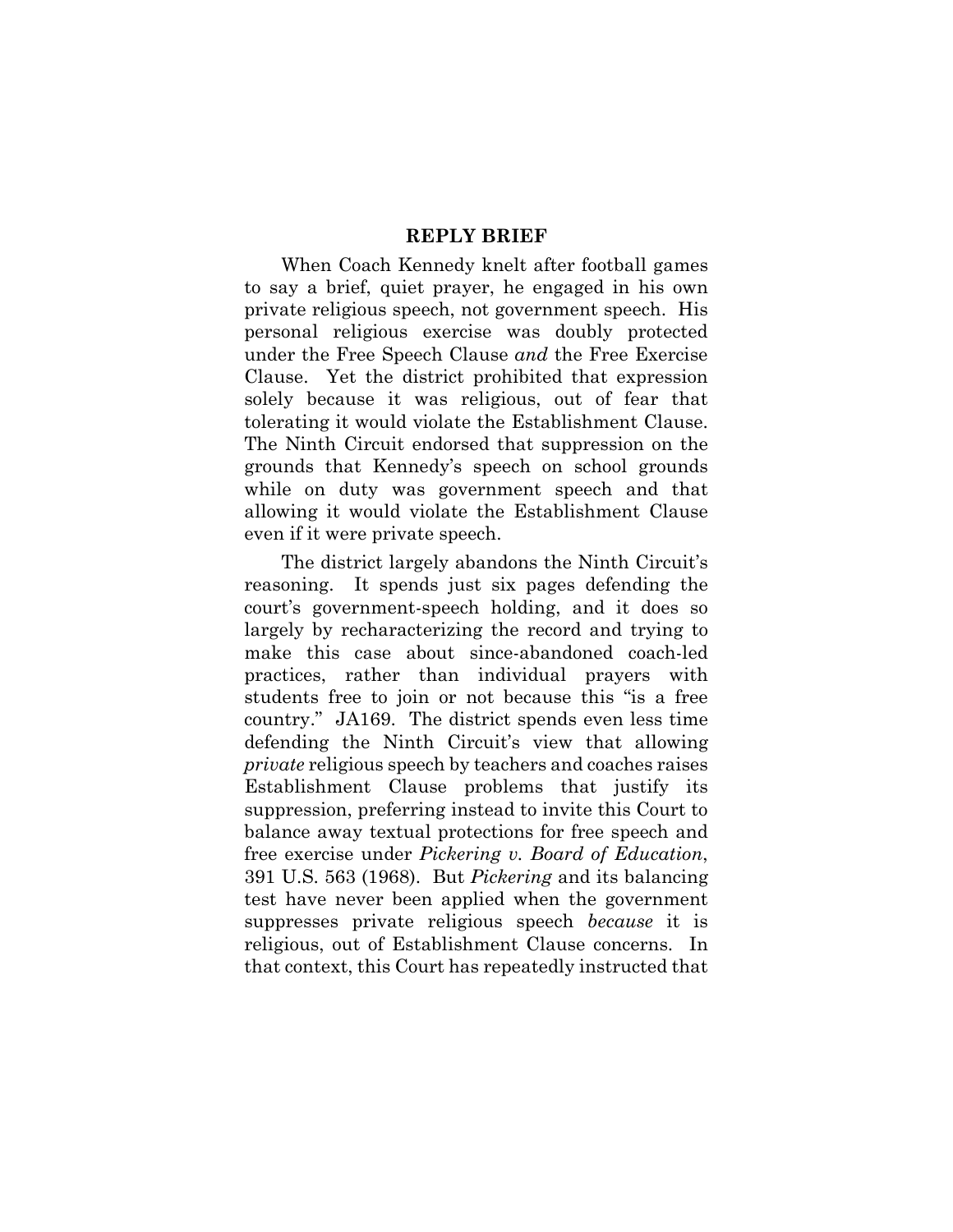## REPLY BRIEF

When Coach Kennedy knelt after football games to say a brief, quiet prayer, he engaged in his own private religious speech, not government speech. His personal religious exercise was doubly protected under the Free Speech Clause *and* the Free Exercise Clause. Yet the district prohibited that expression solely because it was religious, out of fear that tolerating it would violate the Establishment Clause. The Ninth Circuit endorsed that suppression on the grounds that Kennedy's speech on school grounds while on duty was government speech and that allowing it would violate the Establishment Clause even if it were private speech.

The district largely abandons the Ninth Circuit's reasoning. It spends just six pages defending the court's government-speech holding, and it does so largely by recharacterizing the record and trying to make this case about since-abandoned coach-led practices, rather than individual prayers with students free to join or not because this "is a free country." JA169. The district spends even less time defending the Ninth Circuit's view that allowing *private* religious speech by teachers and coaches raises Establishment Clause problems that justify its suppression, preferring instead to invite this Court to balance away textual protections for free speech and free exercise under *Pickering v. Board of Education*, 391 U.S. 563 (1968). But *Pickering* and its balancing test have never been applied when the government suppresses private religious speech *because* it is religious, out of Establishment Clause concerns. In that context, this Court has repeatedly instructed that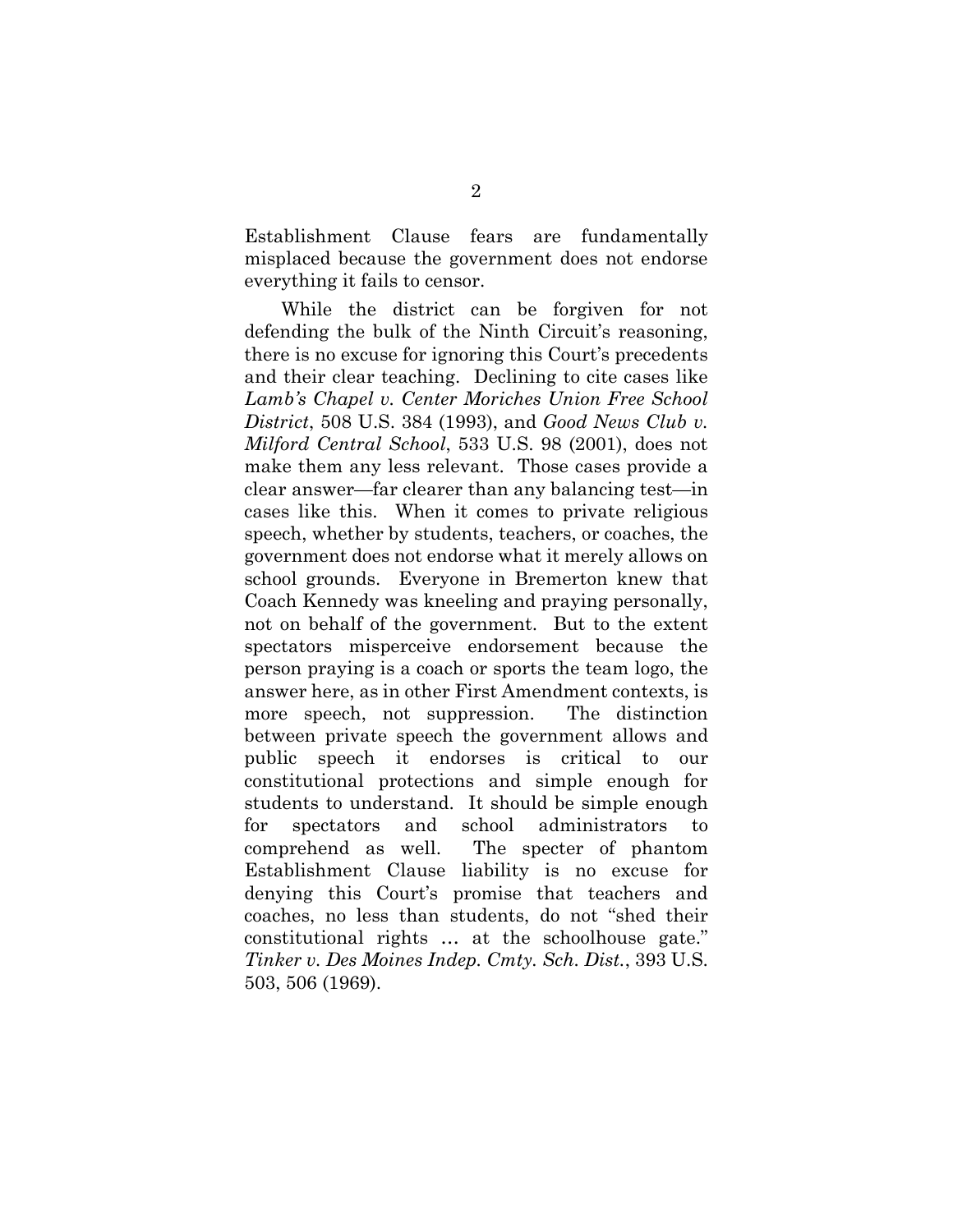Establishment Clause fears are fundamentally misplaced because the government does not endorse everything it fails to censor.

While the district can be forgiven for not defending the bulk of the Ninth Circuit's reasoning, there is no excuse for ignoring this Court's precedents and their clear teaching. Declining to cite cases like *Lamb's Chapel v. Center Moriches Union Free School District*, 508 U.S. 384 (1993), and *Good News Club v. Milford Central School*, 533 U.S. 98 (2001), does not make them any less relevant. Those cases provide a clear answer—far clearer than any balancing test—in cases like this. When it comes to private religious speech, whether by students, teachers, or coaches, the government does not endorse what it merely allows on school grounds. Everyone in Bremerton knew that Coach Kennedy was kneeling and praying personally, not on behalf of the government. But to the extent spectators misperceive endorsement because the person praying is a coach or sports the team logo, the answer here, as in other First Amendment contexts, is more speech, not suppression. The distinction between private speech the government allows and public speech it endorses is critical to our constitutional protections and simple enough for students to understand. It should be simple enough for spectators and school administrators to comprehend as well. The specter of phantom Establishment Clause liability is no excuse for denying this Court's promise that teachers and coaches, no less than students, do not "shed their constitutional rights … at the schoolhouse gate." *Tinker v. Des Moines Indep. Cmty. Sch. Dist.*, 393 U.S. 503, 506 (1969).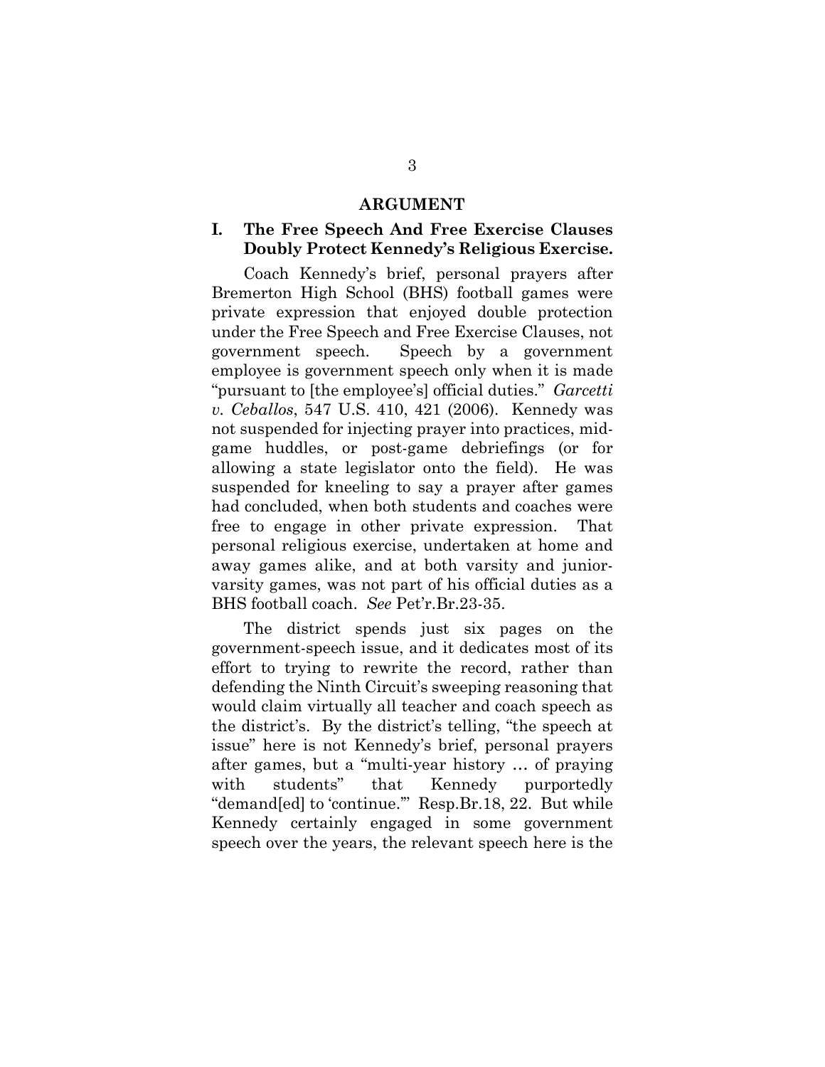## ARGUMENT

### I. The Free Speech And Free Exercise Clauses Doubly Protect Kennedy's Religious Exercise.

Coach Kennedy's brief, personal prayers after Bremerton High School (BHS) football games were private expression that enjoyed double protection under the Free Speech and Free Exercise Clauses, not government speech. Speech by a government employee is government speech only when it is made "pursuant to [the employee's] official duties." *Garcetti v. Ceballos*, 547 U.S. 410, 421 (2006). Kennedy was not suspended for injecting prayer into practices, mid-game huddles, or post-game debriefings (or for allowing a state legislator onto the field). He was suspended for kneeling to say a prayer after games had concluded, when both students and coaches were free to engage in other private expression. That personal religious exercise, undertaken at home and away games alike, and at both varsity and junior-varsity games, was not part of his official duties as a BHS football coach. *See* Pet'r.Br.23-35.

The district spends just six pages on the government-speech issue, and it dedicates most of its effort to trying to rewrite the record, rather than defending the Ninth Circuit's sweeping reasoning that would claim virtually all teacher and coach speech as the district's. By the district's telling, "the speech at issue" here is not Kennedy's brief, personal prayers after games, but a "multi-year history … of praying with students" that Kennedy purportedly "demand[ed] to 'continue.'" Resp.Br.18, 22. But while Kennedy certainly engaged in some government speech over the years, the relevant speech here is the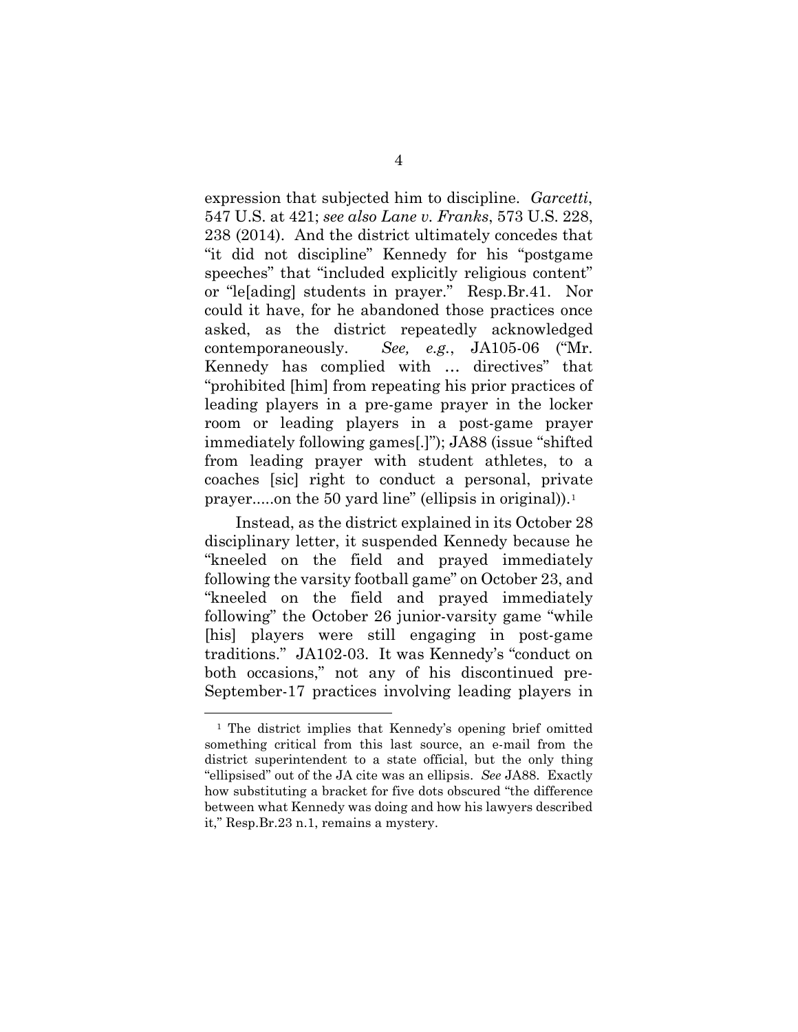expression that subjected him to discipline. *Garcetti*, 547 U.S. at 421; *see also Lane v. Franks*, 573 U.S. 228, 238 (2014). And the district ultimately concedes that "it did not discipline" Kennedy for his "postgame speeches" that "included explicitly religious content" or "le[ading] students in prayer." Resp.Br.41. Nor could it have, for he abandoned those practices once asked, as the district repeatedly acknowledged contemporaneously. *See, e.g.*, JA105-06 ("Mr. Kennedy has complied with … directives" that "prohibited [him] from repeating his prior practices of leading players in a pre-game prayer in the locker room or leading players in a post-game prayer immediately following games[.]"); JA88 (issue "shifted from leading prayer with student athletes, to a coaches [sic] right to conduct a personal, private prayer.....on the 50 yard line" (ellipsis in original)).[1]

Instead, as the district explained in its October 28 disciplinary letter, it suspended Kennedy because he "kneeled on the field and prayed immediately following the varsity football game" on October 23, and "kneeled on the field and prayed immediately following" the October 26 junior-varsity game "while [his] players were still engaging in post-game traditions." JA102-03. It was Kennedy's "conduct on both occasions," not any of his discontinued pre-September-17 practices involving leading players in

---

[1] The district implies that Kennedy's opening brief omitted something critical from this last source, an e-mail from the district superintendent to a state official, but the only thing "ellipsised" out of the JA cite was an ellipsis. *See* JA88. Exactly how substituting a bracket for five dots obscured "the difference between what Kennedy was doing and how his lawyers described it," Resp.Br.23 n.1, remains a mystery.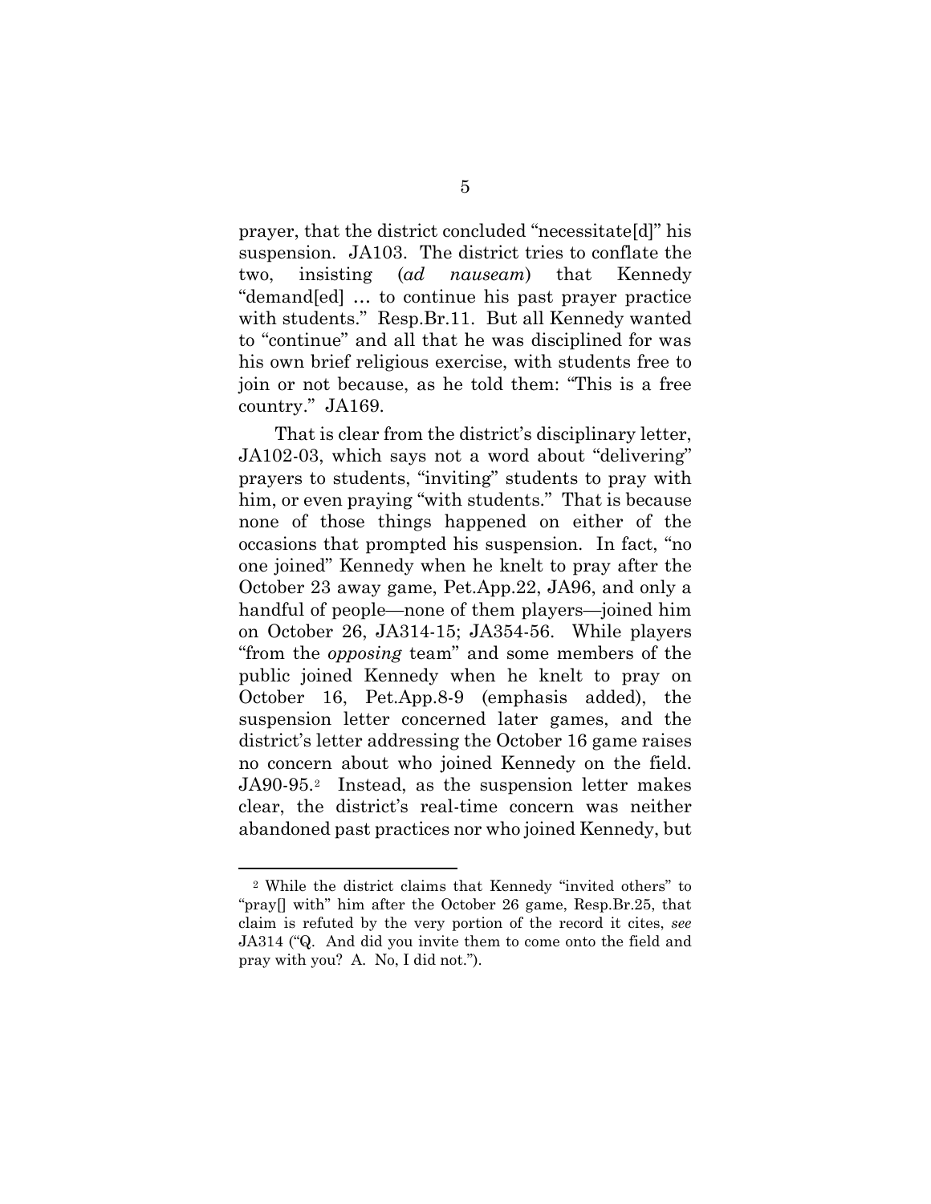prayer, that the district concluded "necessitate[d]" his suspension. JA103. The district tries to conflate the two, insisting (*ad nauseam*) that Kennedy "demand[ed] … to continue his past prayer practice with students." Resp.Br.11. But all Kennedy wanted to "continue" and all that he was disciplined for was his own brief religious exercise, with students free to join or not because, as he told them: "This is a free country." JA169.

That is clear from the district's disciplinary letter, JA102-03, which says not a word about "delivering" prayers to students, "inviting" students to pray with him, or even praying "with students." That is because none of those things happened on either of the occasions that prompted his suspension. In fact, "no one joined" Kennedy when he knelt to pray after the October 23 away game, Pet.App.22, JA96, and only a handful of people—none of them players—joined him on October 26, JA314-15; JA354-56. While players "from the *opposing* team" and some members of the public joined Kennedy when he knelt to pray on October 16, Pet.App.8-9 (emphasis added), the suspension letter concerned later games, and the district's letter addressing the October 16 game raises no concern about who joined Kennedy on the field. JA90-95.[2] Instead, as the suspension letter makes clear, the district's real-time concern was neither abandoned past practices nor who joined Kennedy, but

---

[2] While the district claims that Kennedy "invited others" to "pray[] with" him after the October 26 game, Resp.Br.25, that claim is refuted by the very portion of the record it cites, *see* JA314 ("Q. And did you invite them to come onto the field and pray with you? A. No, I did not.").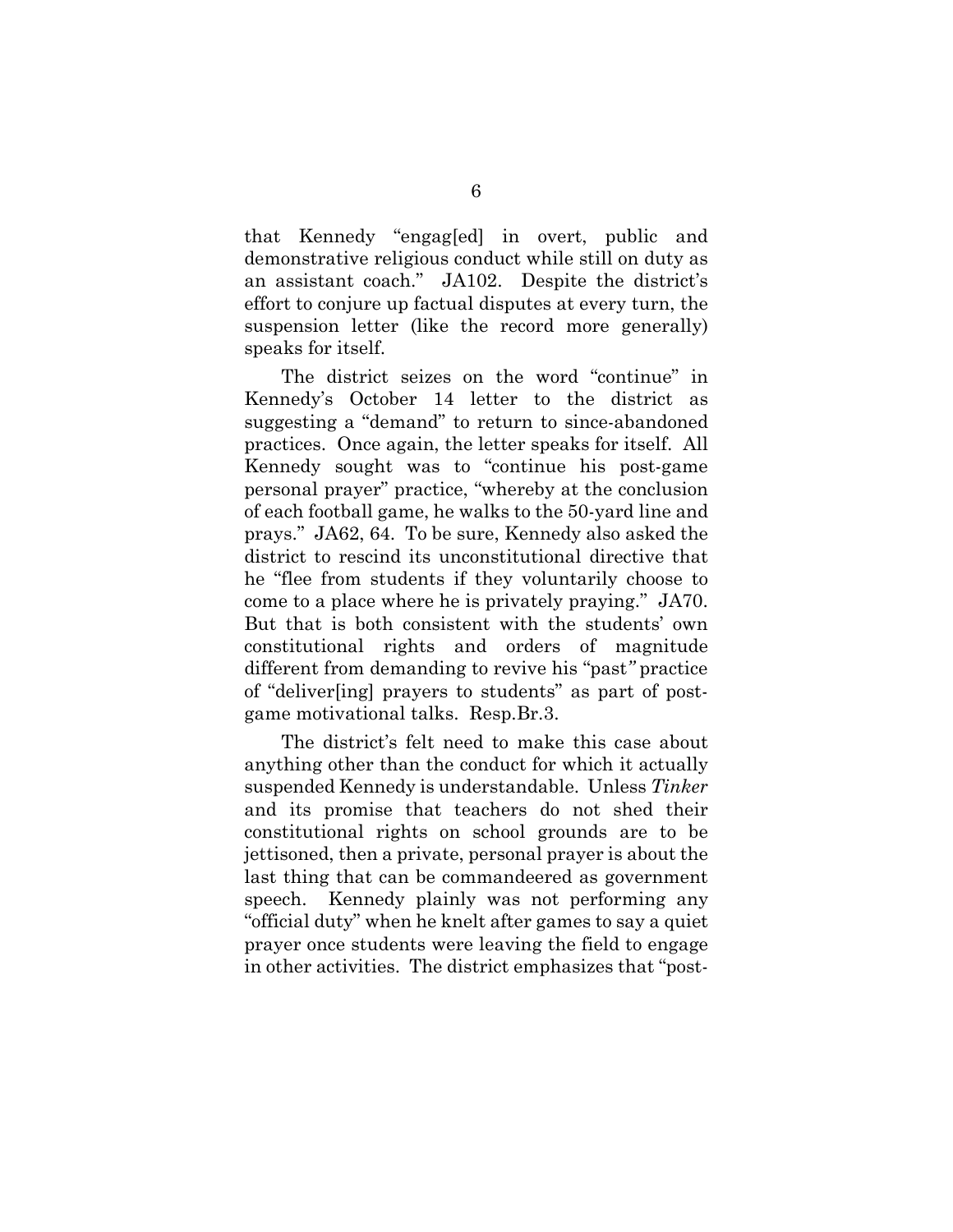that Kennedy "engag[ed] in overt, public and demonstrative religious conduct while still on duty as an assistant coach." JA102. Despite the district's effort to conjure up factual disputes at every turn, the suspension letter (like the record more generally) speaks for itself.

The district seizes on the word "continue" in Kennedy's October 14 letter to the district as suggesting a "demand" to return to since-abandoned practices. Once again, the letter speaks for itself. All Kennedy sought was to "continue his post-game personal prayer" practice, "whereby at the conclusion of each football game, he walks to the 50-yard line and prays." JA62, 64. To be sure, Kennedy also asked the district to rescind its unconstitutional directive that he "flee from students if they voluntarily choose to come to a place where he is privately praying." JA70. But that is both consistent with the students' own constitutional rights and orders of magnitude different from demanding to revive his "*past*" practice of "deliver[ing] prayers to students" as part of post-game motivational talks. Resp.Br.3.

The district's felt need to make this case about anything other than the conduct for which it actually suspended Kennedy is understandable. Unless *Tinker* and its promise that teachers do not shed their constitutional rights on school grounds are to be jettisoned, then a private, personal prayer is about the last thing that can be commandeered as government speech. Kennedy plainly was not performing any "official duty" when he knelt after games to say a quiet prayer once students were leaving the field to engage in other activities. The district emphasizes that "post-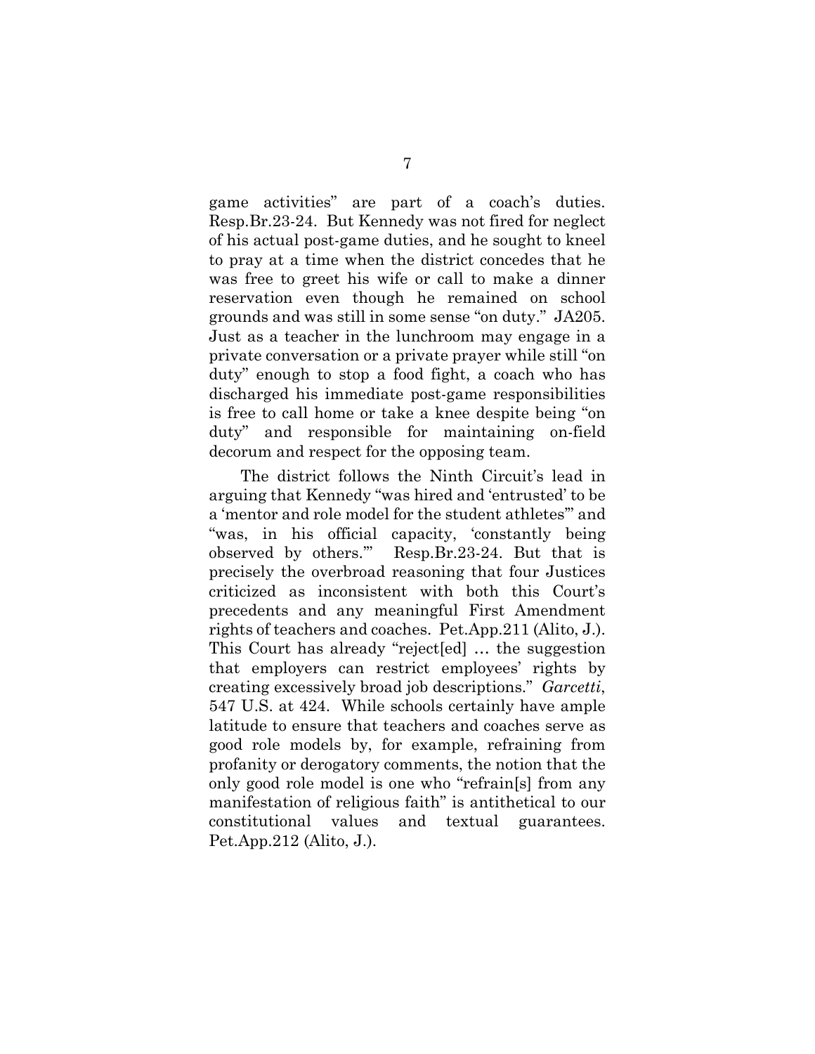game activities" are part of a coach's duties. Resp.Br.23-24. But Kennedy was not fired for neglect of his actual post-game duties, and he sought to kneel to pray at a time when the district concedes that he was free to greet his wife or call to make a dinner reservation even though he remained on school grounds and was still in some sense "on duty." JA205. Just as a teacher in the lunchroom may engage in a private conversation or a private prayer while still "on duty" enough to stop a food fight, a coach who has discharged his immediate post-game responsibilities is free to call home or take a knee despite being "on duty" and responsible for maintaining on-field decorum and respect for the opposing team.

The district follows the Ninth Circuit's lead in arguing that Kennedy "was hired and 'entrusted' to be a 'mentor and role model for the student athletes'" and "was, in his official capacity, 'constantly being observed by others.'" Resp.Br.23-24. But that is precisely the overbroad reasoning that four Justices criticized as inconsistent with both this Court's precedents and any meaningful First Amendment rights of teachers and coaches. Pet.App.211 (Alito, J.). This Court has already "reject[ed] … the suggestion that employers can restrict employees' rights by creating excessively broad job descriptions." *Garcetti*, 547 U.S. at 424. While schools certainly have ample latitude to ensure that teachers and coaches serve as good role models by, for example, refraining from profanity or derogatory comments, the notion that the only good role model is one who "refrain[s] from any manifestation of religious faith" is antithetical to our constitutional values and textual guarantees. Pet.App.212 (Alito, J.).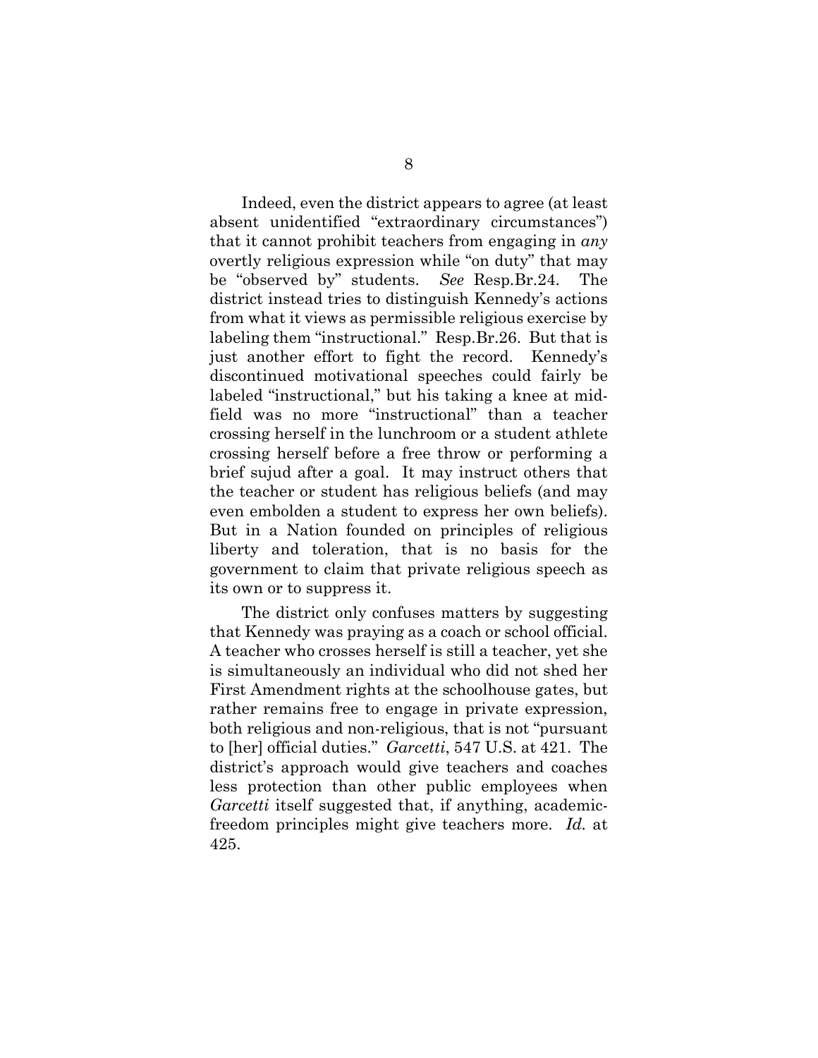Indeed, even the district appears to agree (at least absent unidentified "extraordinary circumstances") that it cannot prohibit teachers from engaging in *any* overtly religious expression while "on duty" that may be "observed by" students. *See* Resp.Br.24. The district instead tries to distinguish Kennedy's actions from what it views as permissible religious exercise by labeling them "instructional." Resp.Br.26. But that is just another effort to fight the record. Kennedy's discontinued motivational speeches could fairly be labeled "instructional," but his taking a knee at mid-field was no more "instructional" than a teacher crossing herself in the lunchroom or a student athlete crossing herself before a free throw or performing a brief sujud after a goal. It may instruct others that the teacher or student has religious beliefs (and may even embolden a student to express her own beliefs). But in a Nation founded on principles of religious liberty and toleration, that is no basis for the government to claim that private religious speech as its own or to suppress it.

The district only confuses matters by suggesting that Kennedy was praying as a coach or school official. A teacher who crosses herself is still a teacher, yet she is simultaneously an individual who did not shed her First Amendment rights at the schoolhouse gates, but rather remains free to engage in private expression, both religious and non-religious, that is not "pursuant to [her] official duties." *Garcetti*, 547 U.S. at 421. The district's approach would give teachers and coaches less protection than other public employees when *Garcetti* itself suggested that, if anything, academic-freedom principles might give teachers more. *Id.* at 425.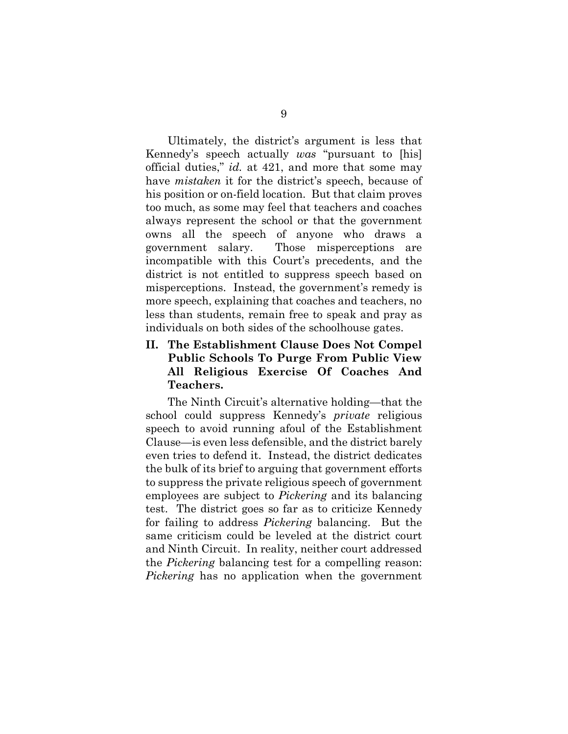Ultimately, the district's argument is less that Kennedy's speech actually *was* "pursuant to [his] official duties," *id.* at 421, and more that some may have *mistaken* it for the district's speech, because of his position or on-field location. But that claim proves too much, as some may feel that teachers and coaches always represent the school or that the government owns all the speech of anyone who draws a government salary. Those misperceptions are incompatible with this Court's precedents, and the district is not entitled to suppress speech based on misperceptions. Instead, the government's remedy is more speech, explaining that coaches and teachers, no less than students, remain free to speak and pray as individuals on both sides of the schoolhouse gates.

## II. The Establishment Clause Does Not Compel Public Schools To Purge From Public View All Religious Exercise Of Coaches And Teachers.

The Ninth Circuit's alternative holding—that the school could suppress Kennedy's *private* religious speech to avoid running afoul of the Establishment Clause—is even less defensible, and the district barely even tries to defend it. Instead, the district dedicates the bulk of its brief to arguing that government efforts to suppress the private religious speech of government employees are subject to *Pickering* and its balancing test. The district goes so far as to criticize Kennedy for failing to address *Pickering* balancing. But the same criticism could be leveled at the district court and Ninth Circuit. In reality, neither court addressed the *Pickering* balancing test for a compelling reason: *Pickering* has no application when the government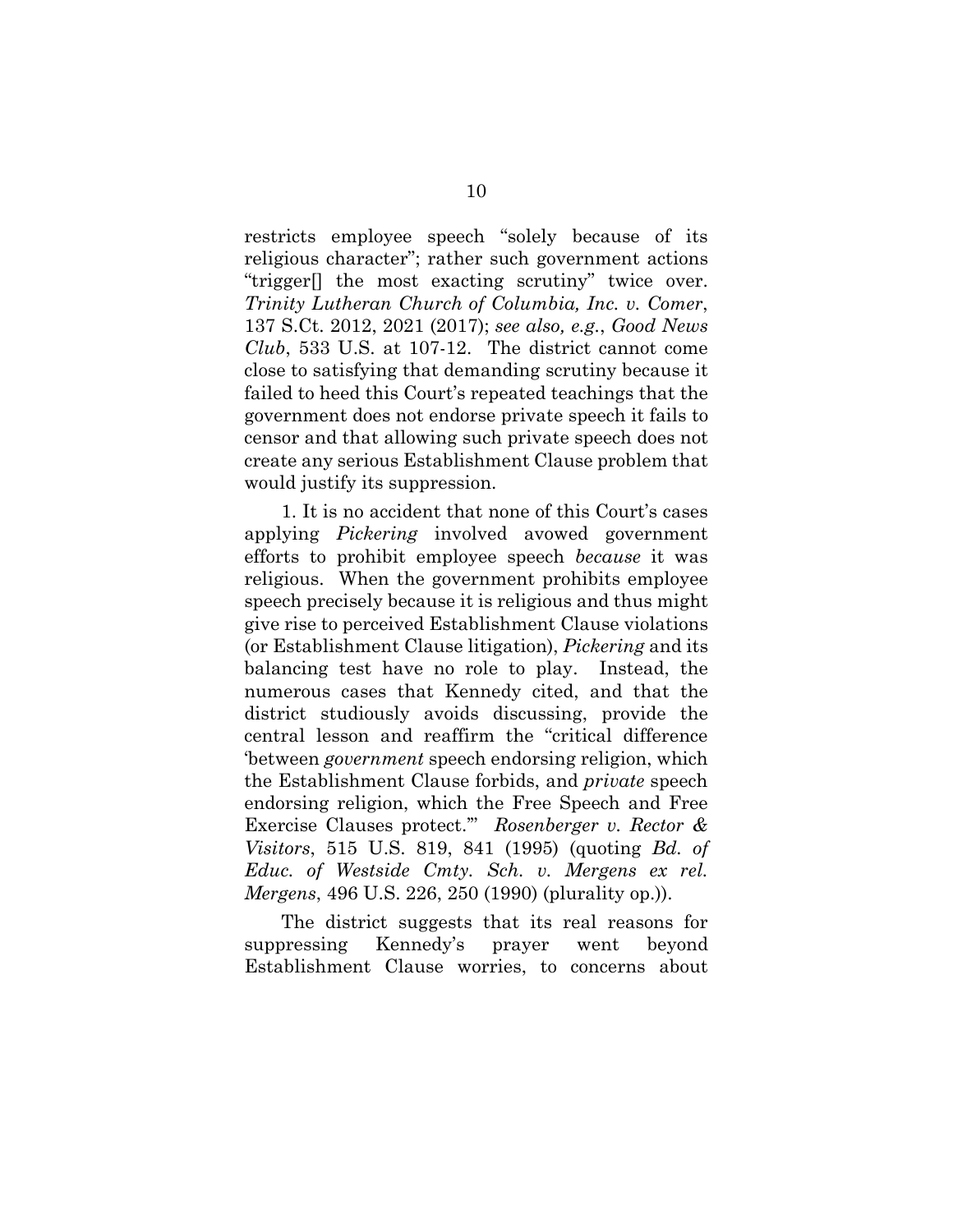restricts employee speech "solely because of its religious character"; rather such government actions "trigger[] the most exacting scrutiny" twice over. *Trinity Lutheran Church of Columbia, Inc. v. Comer*, 137 S.Ct. 2012, 2021 (2017); *see also, e.g.*, *Good News Club*, 533 U.S. at 107-12. The district cannot come close to satisfying that demanding scrutiny because it failed to heed this Court's repeated teachings that the government does not endorse private speech it fails to censor and that allowing such private speech does not create any serious Establishment Clause problem that would justify its suppression.

1. It is no accident that none of this Court's cases applying *Pickering* involved avowed government efforts to prohibit employee speech *because* it was religious. When the government prohibits employee speech precisely because it is religious and thus might give rise to perceived Establishment Clause violations (or Establishment Clause litigation), *Pickering* and its balancing test have no role to play. Instead, the numerous cases that Kennedy cited, and that the district studiously avoids discussing, provide the central lesson and reaffirm the "critical difference 'between *government* speech endorsing religion, which the Establishment Clause forbids, and *private* speech endorsing religion, which the Free Speech and Free Exercise Clauses protect.'" *Rosenberger v. Rector & Visitors*, 515 U.S. 819, 841 (1995) (quoting *Bd. of Educ. of Westside Cmty. Sch. v. Mergens ex rel. Mergens*, 496 U.S. 226, 250 (1990) (plurality op.)).

The district suggests that its real reasons for suppressing Kennedy's prayer went beyond Establishment Clause worries, to concerns about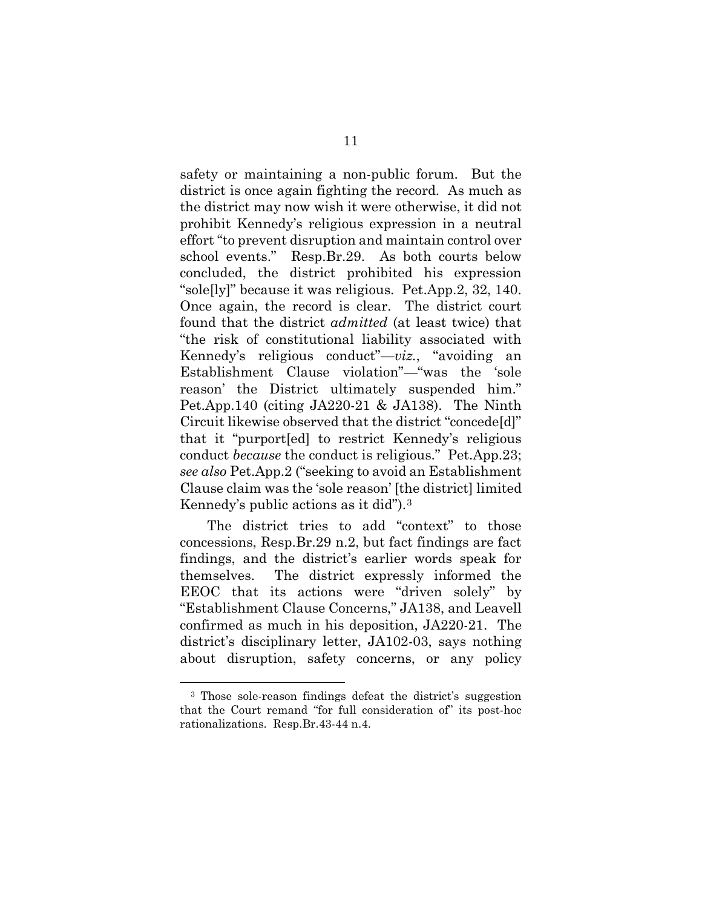safety or maintaining a non-public forum. But the district is once again fighting the record. As much as the district may now wish it were otherwise, it did not prohibit Kennedy's religious expression in a neutral effort "to prevent disruption and maintain control over school events." Resp.Br.29. As both courts below concluded, the district prohibited his expression "sole[ly]" because it was religious. Pet.App.2, 32, 140. Once again, the record is clear. The district court found that the district *admitted* (at least twice) that "the risk of constitutional liability associated with Kennedy's religious conduct"—*viz.*, "avoiding an Establishment Clause violation"—"was the 'sole reason' the District ultimately suspended him." Pet.App.140 (citing JA220-21 & JA138). The Ninth Circuit likewise observed that the district "concede[d]" that it "purport[ed] to restrict Kennedy's religious conduct *because* the conduct is religious." Pet.App.23; *see also* Pet.App.2 ("seeking to avoid an Establishment Clause claim was the 'sole reason' [the district] limited Kennedy's public actions as it did").[3]

The district tries to add "context" to those concessions, Resp.Br.29 n.2, but fact findings are fact findings, and the district's earlier words speak for themselves. The district expressly informed the EEOC that its actions were "driven solely" by "Establishment Clause Concerns," JA138, and Leavell confirmed as much in his deposition, JA220-21. The district's disciplinary letter, JA102-03, says nothing about disruption, safety concerns, or any policy

---

[3] Those sole-reason findings defeat the district's suggestion that the Court remand "for full consideration of" its post-hoc rationalizations. Resp.Br.43-44 n.4.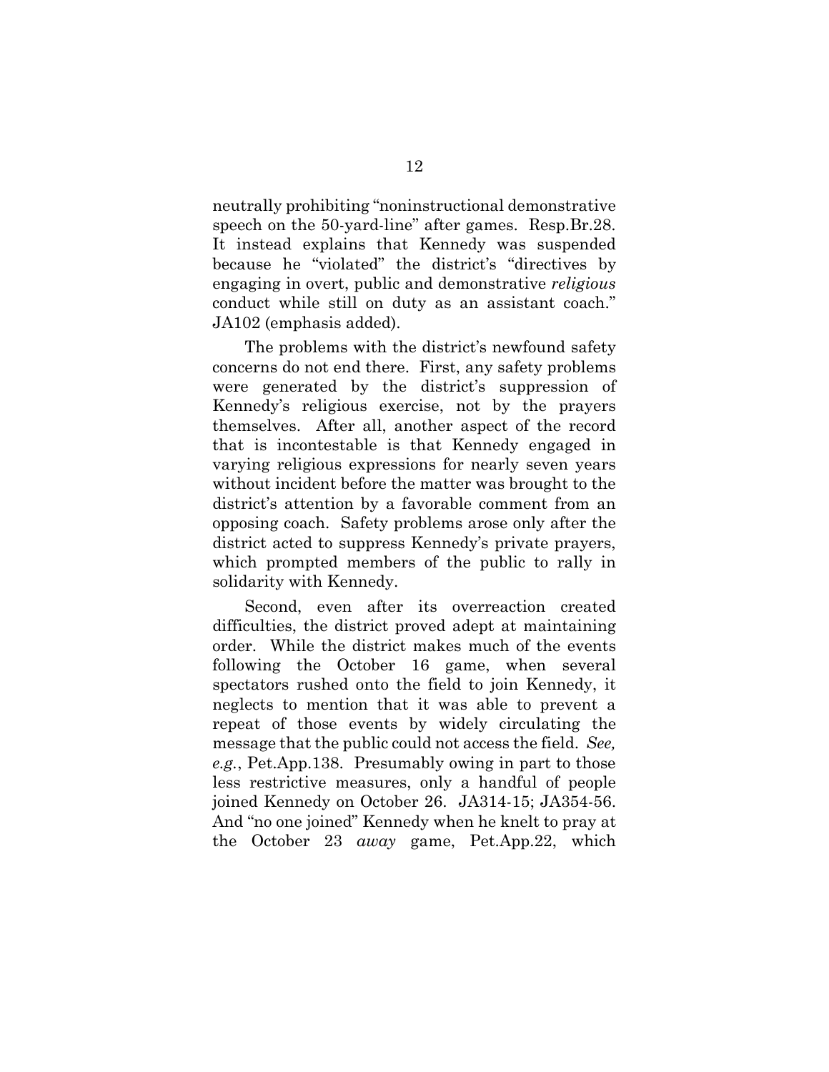neutrally prohibiting "noninstructional demonstrative speech on the 50-yard-line" after games. Resp.Br.28. It instead explains that Kennedy was suspended because he "violated" the district's "directives by engaging in overt, public and demonstrative *religious* conduct while still on duty as an assistant coach." JA102 (emphasis added).

The problems with the district's newfound safety concerns do not end there. First, any safety problems were generated by the district's suppression of Kennedy's religious exercise, not by the prayers themselves. After all, another aspect of the record that is incontestable is that Kennedy engaged in varying religious expressions for nearly seven years without incident before the matter was brought to the district's attention by a favorable comment from an opposing coach. Safety problems arose only after the district acted to suppress Kennedy's private prayers, which prompted members of the public to rally in solidarity with Kennedy.

Second, even after its overreaction created difficulties, the district proved adept at maintaining order. While the district makes much of the events following the October 16 game, when several spectators rushed onto the field to join Kennedy, it neglects to mention that it was able to prevent a repeat of those events by widely circulating the message that the public could not access the field. *See, e.g.*, Pet.App.138. Presumably owing in part to those less restrictive measures, only a handful of people joined Kennedy on October 26. JA314-15; JA354-56. And "no one joined" Kennedy when he knelt to pray at the October 23 *away* game, Pet.App.22, which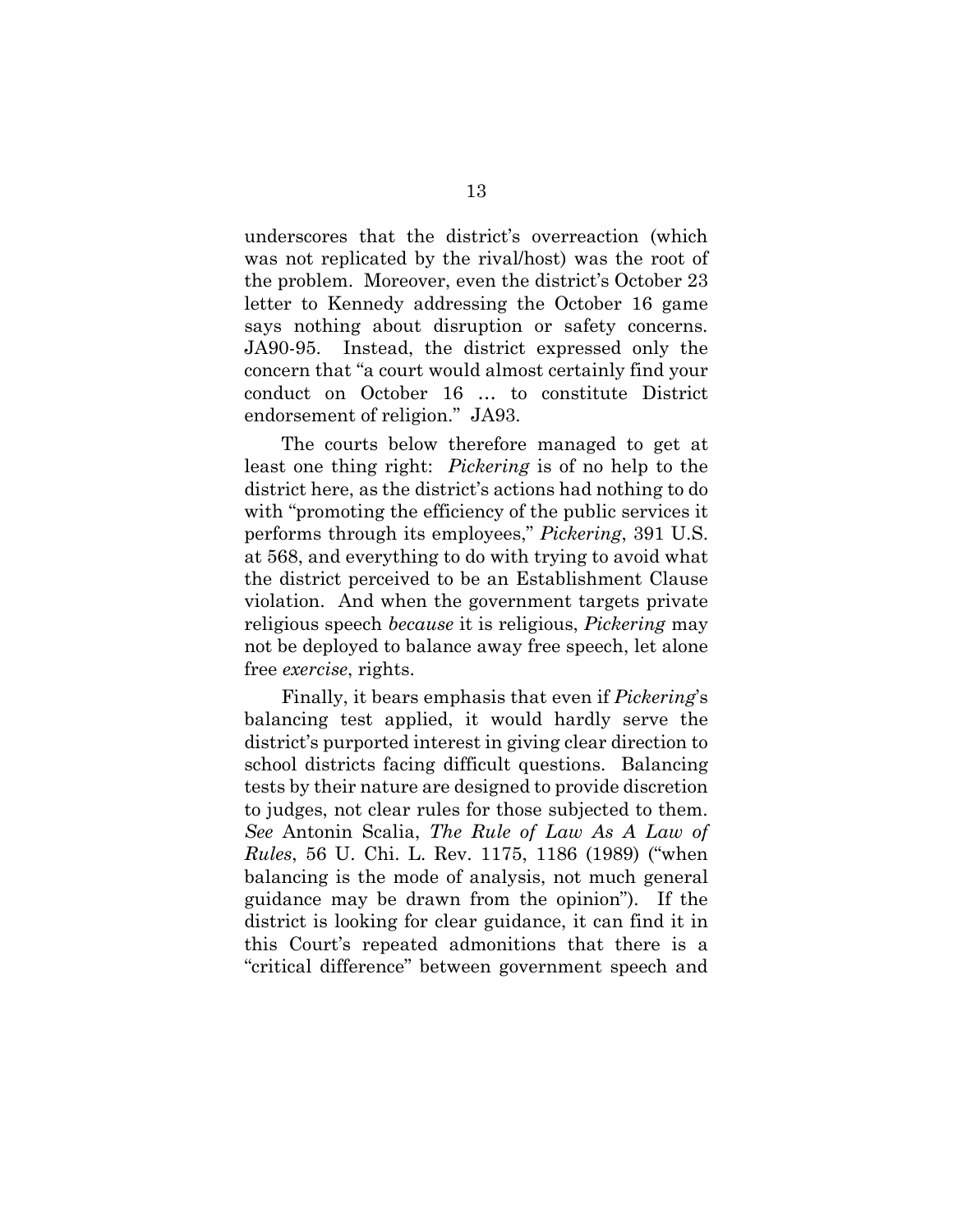underscores that the district's overreaction (which was not replicated by the rival/host) was the root of the problem. Moreover, even the district's October 23 letter to Kennedy addressing the October 16 game says nothing about disruption or safety concerns. JA90-95. Instead, the district expressed only the concern that "a court would almost certainly find your conduct on October 16 … to constitute District endorsement of religion." JA93.

The courts below therefore managed to get at least one thing right: *Pickering* is of no help to the district here, as the district's actions had nothing to do with "promoting the efficiency of the public services it performs through its employees," *Pickering*, 391 U.S. at 568, and everything to do with trying to avoid what the district perceived to be an Establishment Clause violation. And when the government targets private religious speech *because* it is religious, *Pickering* may not be deployed to balance away free speech, let alone free *exercise*, rights.

Finally, it bears emphasis that even if *Pickering*'s balancing test applied, it would hardly serve the district's purported interest in giving clear direction to school districts facing difficult questions. Balancing tests by their nature are designed to provide discretion to judges, not clear rules for those subjected to them. *See* Antonin Scalia, *The Rule of Law As A Law of Rules*, 56 U. Chi. L. Rev. 1175, 1186 (1989) ("when balancing is the mode of analysis, not much general guidance may be drawn from the opinion"). If the district is looking for clear guidance, it can find it in this Court's repeated admonitions that there is a "critical difference" between government speech and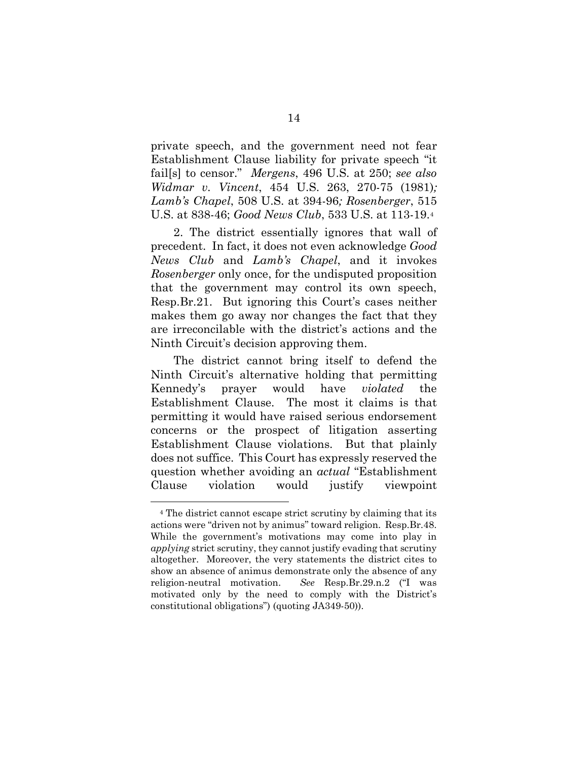private speech, and the government need not fear Establishment Clause liability for private speech "it fail[s] to censor." *Mergens*, 496 U.S. at 250; *see also Widmar v. Vincent*, 454 U.S. 263, 270-75 (1981)*; Lamb's Chapel*, 508 U.S. at 394-96*; Rosenberger*, 515 U.S. at 838-46; *Good News Club*, 533 U.S. at 113-19.[4]

2. The district essentially ignores that wall of precedent. In fact, it does not even acknowledge *Good News Club* and *Lamb's Chapel*, and it invokes *Rosenberger* only once, for the undisputed proposition that the government may control its own speech, Resp.Br.21. But ignoring this Court's cases neither makes them go away nor changes the fact that they are irreconcilable with the district's actions and the Ninth Circuit's decision approving them.

The district cannot bring itself to defend the Ninth Circuit's alternative holding that permitting Kennedy's prayer would have *violated* the Establishment Clause. The most it claims is that permitting it would have raised serious endorsement concerns or the prospect of litigation asserting Establishment Clause violations. But that plainly does not suffice. This Court has expressly reserved the question whether avoiding an *actual* "Establishment Clause violation would justify viewpoint

---

[4] The district cannot escape strict scrutiny by claiming that its actions were "driven not by animus" toward religion. Resp.Br.48. While the government's motivations may come into play in *applying* strict scrutiny, they cannot justify evading that scrutiny altogether. Moreover, the very statements the district cites to show an absence of animus demonstrate only the absence of any religion-neutral motivation. *See* Resp.Br.29.n.2 ("I was motivated only by the need to comply with the District's constitutional obligations") (quoting JA349-50)).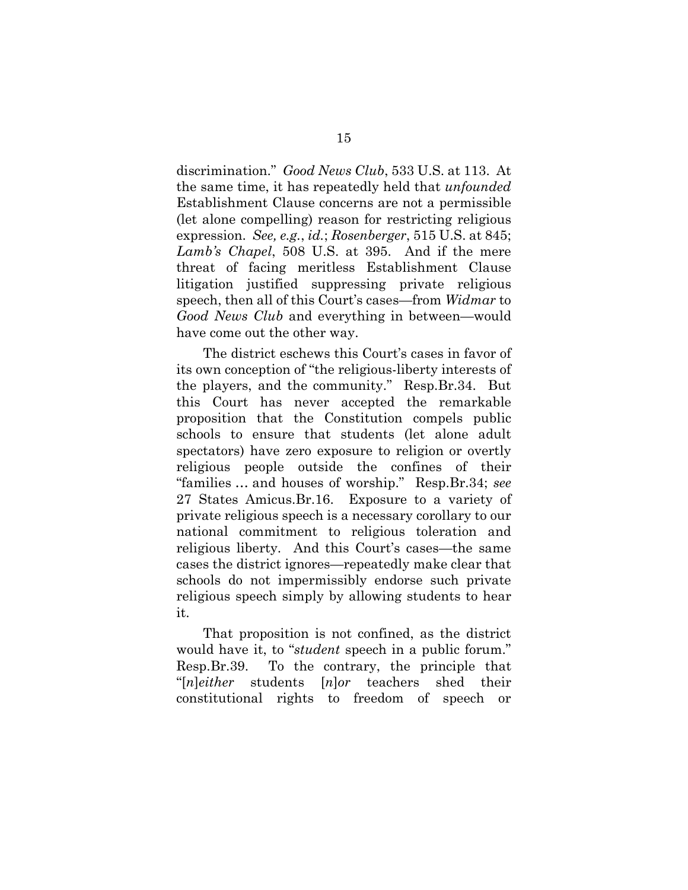discrimination." *Good News Club*, 533 U.S. at 113. At the same time, it has repeatedly held that *unfounded* Establishment Clause concerns are not a permissible (let alone compelling) reason for restricting religious expression. *See, e.g.*, *id.*; *Rosenberger*, 515 U.S. at 845; *Lamb's Chapel*, 508 U.S. at 395. And if the mere threat of facing meritless Establishment Clause litigation justified suppressing private religious speech, then all of this Court's cases—from *Widmar* to *Good News Club* and everything in between—would have come out the other way.

The district eschews this Court's cases in favor of its own conception of "the religious-liberty interests of the players, and the community." Resp.Br.34. But this Court has never accepted the remarkable proposition that the Constitution compels public schools to ensure that students (let alone adult spectators) have zero exposure to religion or overtly religious people outside the confines of their "families … and houses of worship." Resp.Br.34; *see* 27 States Amicus.Br.16. Exposure to a variety of private religious speech is a necessary corollary to our national commitment to religious toleration and religious liberty. And this Court's cases—the same cases the district ignores—repeatedly make clear that schools do not impermissibly endorse such private religious speech simply by allowing students to hear it.

That proposition is not confined, as the district would have it, to "*student* speech in a public forum." Resp.Br.39. To the contrary, the principle that "[*n*]*either* students [*n*]*or* teachers shed their constitutional rights to freedom of speech or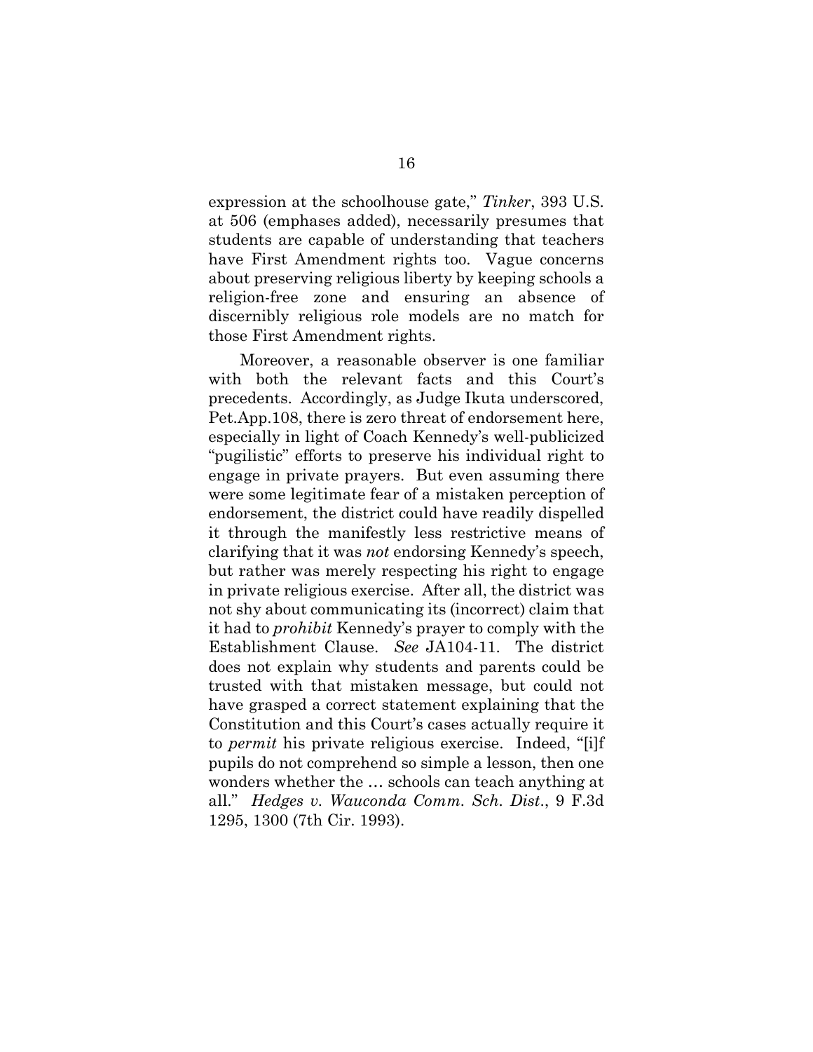expression at the schoolhouse gate," *Tinker*, 393 U.S. at 506 (emphases added), necessarily presumes that students are capable of understanding that teachers have First Amendment rights too. Vague concerns about preserving religious liberty by keeping schools a religion-free zone and ensuring an absence of discernibly religious role models are no match for those First Amendment rights.

Moreover, a reasonable observer is one familiar with both the relevant facts and this Court's precedents. Accordingly, as Judge Ikuta underscored, Pet.App.108, there is zero threat of endorsement here, especially in light of Coach Kennedy's well-publicized "pugilistic" efforts to preserve his individual right to engage in private prayers. But even assuming there were some legitimate fear of a mistaken perception of endorsement, the district could have readily dispelled it through the manifestly less restrictive means of clarifying that it was *not* endorsing Kennedy's speech, but rather was merely respecting his right to engage in private religious exercise. After all, the district was not shy about communicating its (incorrect) claim that it had to *prohibit* Kennedy's prayer to comply with the Establishment Clause. *See* JA104-11. The district does not explain why students and parents could be trusted with that mistaken message, but could not have grasped a correct statement explaining that the Constitution and this Court's cases actually require it to *permit* his private religious exercise. Indeed, "[i]f pupils do not comprehend so simple a lesson, then one wonders whether the … schools can teach anything at all." *Hedges v. Wauconda Comm. Sch. Dist.*, 9 F.3d 1295, 1300 (7th Cir. 1993).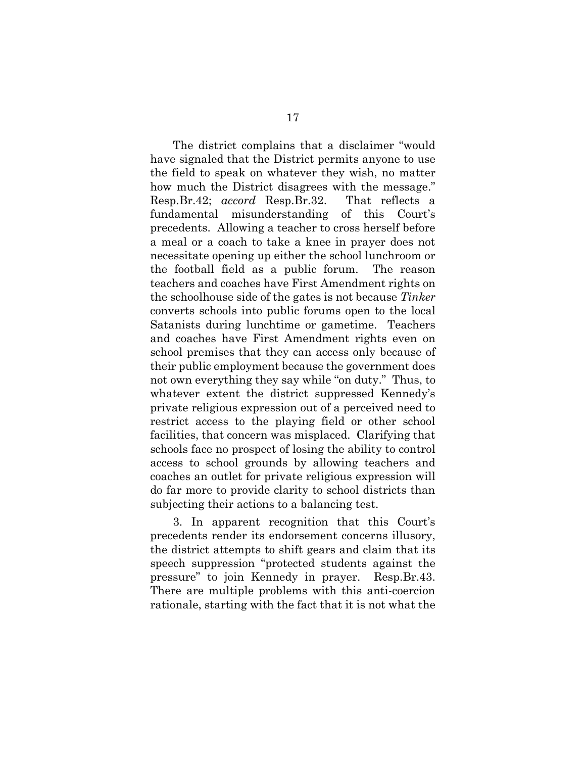The district complains that a disclaimer "would have signaled that the District permits anyone to use the field to speak on whatever they wish, no matter how much the District disagrees with the message." Resp.Br.42; *accord* Resp.Br.32. That reflects a fundamental misunderstanding of this Court's precedents. Allowing a teacher to cross herself before a meal or a coach to take a knee in prayer does not necessitate opening up either the school lunchroom or the football field as a public forum. The reason teachers and coaches have First Amendment rights on the schoolhouse side of the gates is not because *Tinker* converts schools into public forums open to the local Satanists during lunchtime or gametime. Teachers and coaches have First Amendment rights even on school premises that they can access only because of their public employment because the government does not own everything they say while "on duty." Thus, to whatever extent the district suppressed Kennedy's private religious expression out of a perceived need to restrict access to the playing field or other school facilities, that concern was misplaced. Clarifying that schools face no prospect of losing the ability to control access to school grounds by allowing teachers and coaches an outlet for private religious expression will do far more to provide clarity to school districts than subjecting their actions to a balancing test.

3. In apparent recognition that this Court's precedents render its endorsement concerns illusory, the district attempts to shift gears and claim that its speech suppression "protected students against the pressure" to join Kennedy in prayer. Resp.Br.43. There are multiple problems with this anti-coercion rationale, starting with the fact that it is not what the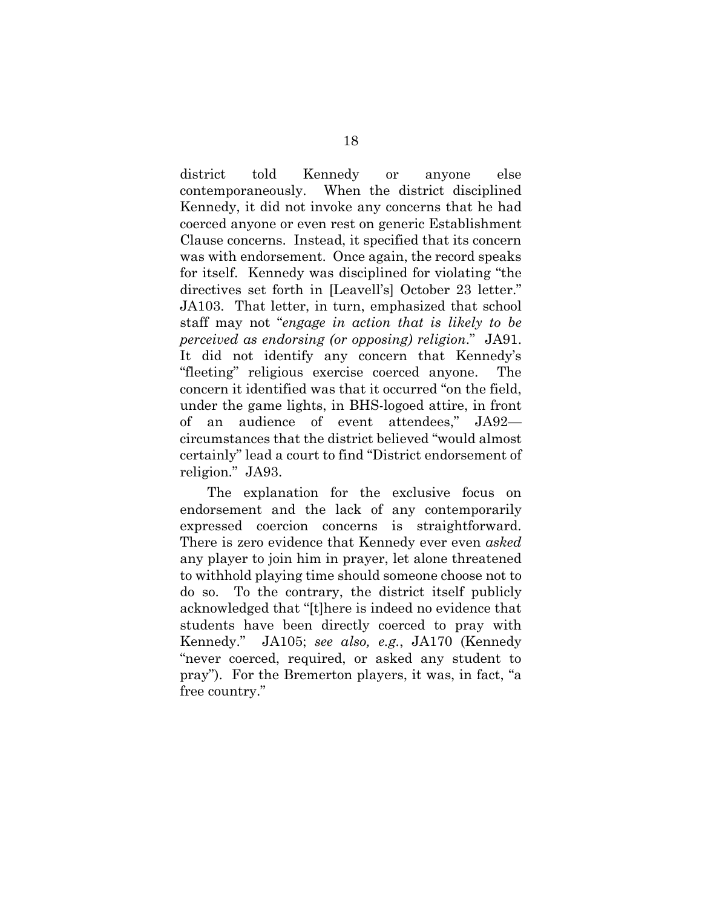district told Kennedy or anyone else contemporaneously. When the district disciplined Kennedy, it did not invoke any concerns that he had coerced anyone or even rest on generic Establishment Clause concerns. Instead, it specified that its concern was with endorsement. Once again, the record speaks for itself. Kennedy was disciplined for violating "the directives set forth in [Leavell's] October 23 letter." JA103. That letter, in turn, emphasized that school staff may not "*engage in action that is likely to be perceived as endorsing (or opposing) religion*." JA91. It did not identify any concern that Kennedy's "fleeting" religious exercise coerced anyone. The concern it identified was that it occurred "on the field, under the game lights, in BHS-logoed attire, in front of an audience of event attendees," JA92—circumstances that the district believed "would almost certainly" lead a court to find "District endorsement of religion." JA93.

The explanation for the exclusive focus on endorsement and the lack of any contemporarily expressed coercion concerns is straightforward. There is zero evidence that Kennedy ever even *asked* any player to join him in prayer, let alone threatened to withhold playing time should someone choose not to do so. To the contrary, the district itself publicly acknowledged that "[t]here is indeed no evidence that students have been directly coerced to pray with Kennedy." JA105; *see also, e.g.*, JA170 (Kennedy "never coerced, required, or asked any student to pray"). For the Bremerton players, it was, in fact, "a free country."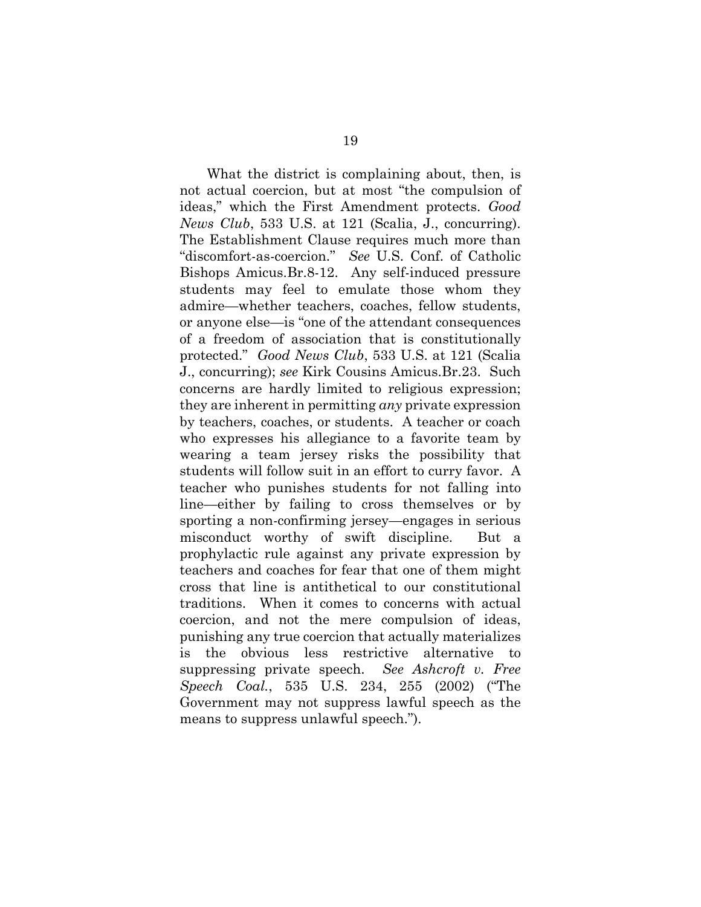What the district is complaining about, then, is not actual coercion, but at most "the compulsion of ideas," which the First Amendment protects. *Good News Club*, 533 U.S. at 121 (Scalia, J., concurring). The Establishment Clause requires much more than "discomfort-as-coercion." *See* U.S. Conf. of Catholic Bishops Amicus.Br.8-12. Any self-induced pressure students may feel to emulate those whom they admire—whether teachers, coaches, fellow students, or anyone else—is "one of the attendant consequences of a freedom of association that is constitutionally protected." *Good News Club*, 533 U.S. at 121 (Scalia J., concurring); *see* Kirk Cousins Amicus.Br.23. Such concerns are hardly limited to religious expression; they are inherent in permitting *any* private expression by teachers, coaches, or students. A teacher or coach who expresses his allegiance to a favorite team by wearing a team jersey risks the possibility that students will follow suit in an effort to curry favor. A teacher who punishes students for not falling into line—either by failing to cross themselves or by sporting a non-confirming jersey—engages in serious misconduct worthy of swift discipline. But a prophylactic rule against any private expression by teachers and coaches for fear that one of them might cross that line is antithetical to our constitutional traditions. When it comes to concerns with actual coercion, and not the mere compulsion of ideas, punishing any true coercion that actually materializes is the obvious less restrictive alternative to suppressing private speech. *See Ashcroft v. Free Speech Coal.*, 535 U.S. 234, 255 (2002) ("The Government may not suppress lawful speech as the means to suppress unlawful speech.").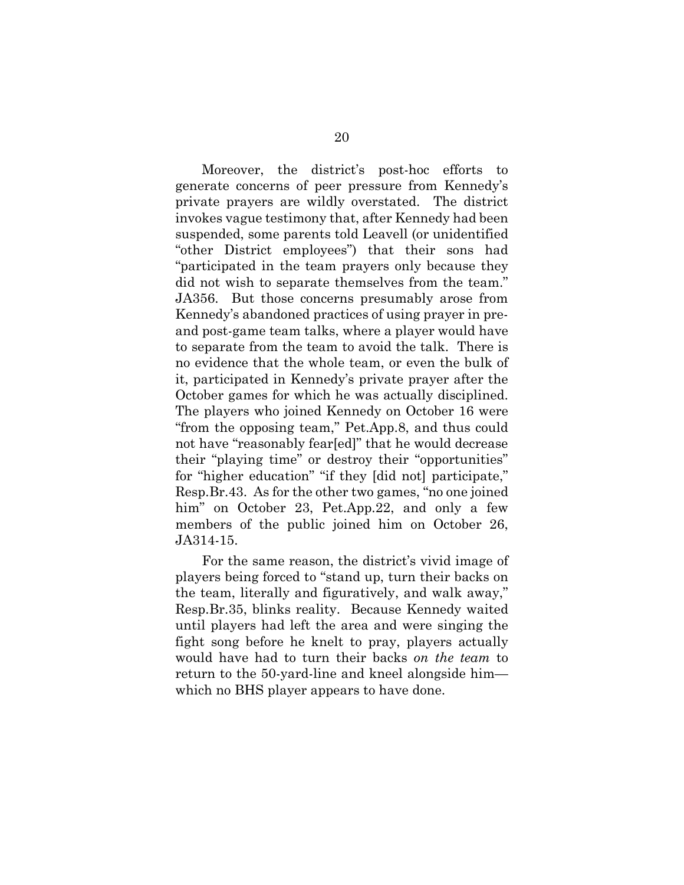Moreover, the district's post-hoc efforts to generate concerns of peer pressure from Kennedy's private prayers are wildly overstated. The district invokes vague testimony that, after Kennedy had been suspended, some parents told Leavell (or unidentified "other District employees") that their sons had "participated in the team prayers only because they did not wish to separate themselves from the team." JA356. But those concerns presumably arose from Kennedy's abandoned practices of using prayer in pre- and post-game team talks, where a player would have to separate from the team to avoid the talk. There is no evidence that the whole team, or even the bulk of it, participated in Kennedy's private prayer after the October games for which he was actually disciplined. The players who joined Kennedy on October 16 were "from the opposing team," Pet.App.8, and thus could not have "reasonably fear[ed]" that he would decrease their "playing time" or destroy their "opportunities" for "higher education" "if they [did not] participate," Resp.Br.43. As for the other two games, "no one joined him" on October 23, Pet.App.22, and only a few members of the public joined him on October 26, JA314-15.

For the same reason, the district's vivid image of players being forced to "stand up, turn their backs on the team, literally and figuratively, and walk away," Resp.Br.35, blinks reality. Because Kennedy waited until players had left the area and were singing the fight song before he knelt to pray, players actually would have had to turn their backs *on the team* to return to the 50-yard-line and kneel alongside him—which no BHS player appears to have done.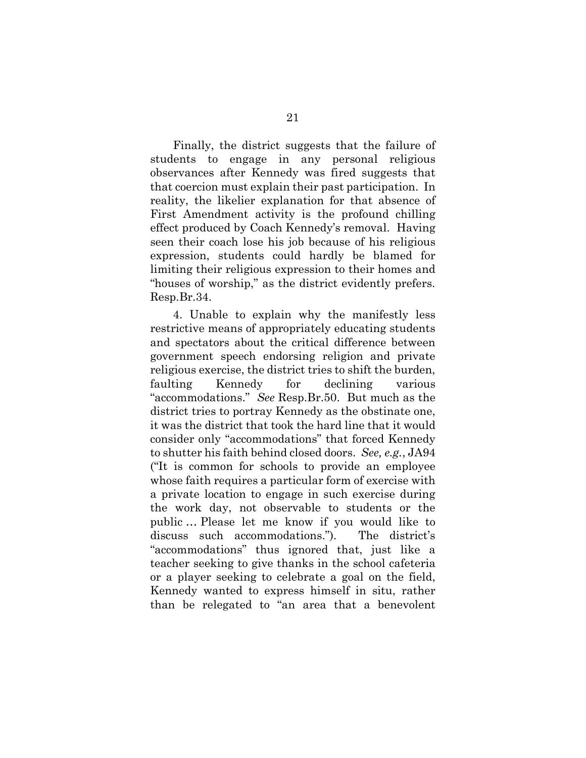Finally, the district suggests that the failure of students to engage in any personal religious observances after Kennedy was fired suggests that that coercion must explain their past participation. In reality, the likelier explanation for that absence of First Amendment activity is the profound chilling effect produced by Coach Kennedy's removal. Having seen their coach lose his job because of his religious expression, students could hardly be blamed for limiting their religious expression to their homes and "houses of worship," as the district evidently prefers. Resp.Br.34.

4. Unable to explain why the manifestly less restrictive means of appropriately educating students and spectators about the critical difference between government speech endorsing religion and private religious exercise, the district tries to shift the burden, faulting Kennedy for declining various "accommodations." *See* Resp.Br.50. But much as the district tries to portray Kennedy as the obstinate one, it was the district that took the hard line that it would consider only "accommodations" that forced Kennedy to shutter his faith behind closed doors. *See, e.g.*, JA94 ("It is common for schools to provide an employee whose faith requires a particular form of exercise with a private location to engage in such exercise during the work day, not observable to students or the public … Please let me know if you would like to discuss such accommodations."). The district's "accommodations" thus ignored that, just like a teacher seeking to give thanks in the school cafeteria or a player seeking to celebrate a goal on the field, Kennedy wanted to express himself in situ, rather than be relegated to "an area that a benevolent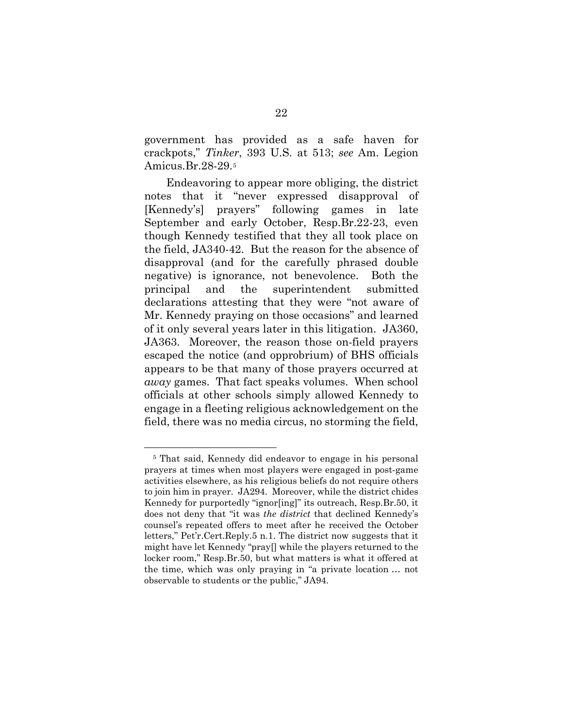government has provided as a safe haven for crackpots," *Tinker*, 393 U.S. at 513; *see* Am. Legion Amicus.Br.28-29.[5]

Endeavoring to appear more obliging, the district notes that it "never expressed disapproval of [Kennedy's] prayers" following games in late September and early October, Resp.Br.22-23, even though Kennedy testified that they all took place on the field, JA340-42. But the reason for the absence of disapproval (and for the carefully phrased double negative) is ignorance, not benevolence. Both the principal and the superintendent submitted declarations attesting that they were "not aware of Mr. Kennedy praying on those occasions" and learned of it only several years later in this litigation. JA360, JA363. Moreover, the reason those on-field prayers escaped the notice (and opprobrium) of BHS officials appears to be that many of those prayers occurred at *away* games. That fact speaks volumes. When school officials at other schools simply allowed Kennedy to engage in a fleeting religious acknowledgement on the field, there was no media circus, no storming the field,

---

[5] That said, Kennedy did endeavor to engage in his personal prayers at times when most players were engaged in post-game activities elsewhere, as his religious beliefs do not require others to join him in prayer. JA294. Moreover, while the district chides Kennedy for purportedly "ignor[ing]" its outreach, Resp.Br.50, it does not deny that "it was *the district* that declined Kennedy's counsel's repeated offers to meet after he received the October letters," Pet'r.Cert.Reply.5 n.1. The district now suggests that it might have let Kennedy "pray[] while the players returned to the locker room," Resp.Br.50, but what matters is what it offered at the time, which was only praying in "a private location … not observable to students or the public," JA94.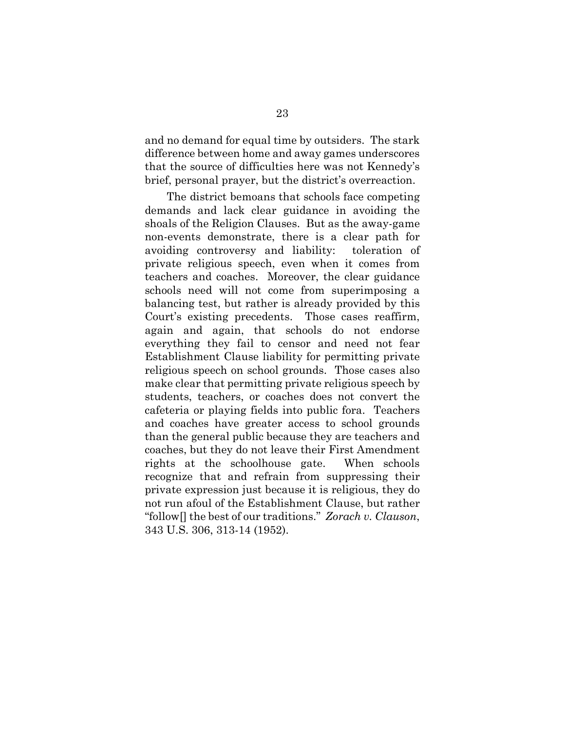and no demand for equal time by outsiders. The stark difference between home and away games underscores that the source of difficulties here was not Kennedy's brief, personal prayer, but the district's overreaction.

The district bemoans that schools face competing demands and lack clear guidance in avoiding the shoals of the Religion Clauses. But as the away-game non-events demonstrate, there is a clear path for avoiding controversy and liability: toleration of private religious speech, even when it comes from teachers and coaches. Moreover, the clear guidance schools need will not come from superimposing a balancing test, but rather is already provided by this Court's existing precedents. Those cases reaffirm, again and again, that schools do not endorse everything they fail to censor and need not fear Establishment Clause liability for permitting private religious speech on school grounds. Those cases also make clear that permitting private religious speech by students, teachers, or coaches does not convert the cafeteria or playing fields into public fora. Teachers and coaches have greater access to school grounds than the general public because they are teachers and coaches, but they do not leave their First Amendment rights at the schoolhouse gate. When schools recognize that and refrain from suppressing their private expression just because it is religious, they do not run afoul of the Establishment Clause, but rather "follow[] the best of our traditions." *Zorach v. Clauson*, 343 U.S. 306, 313-14 (1952).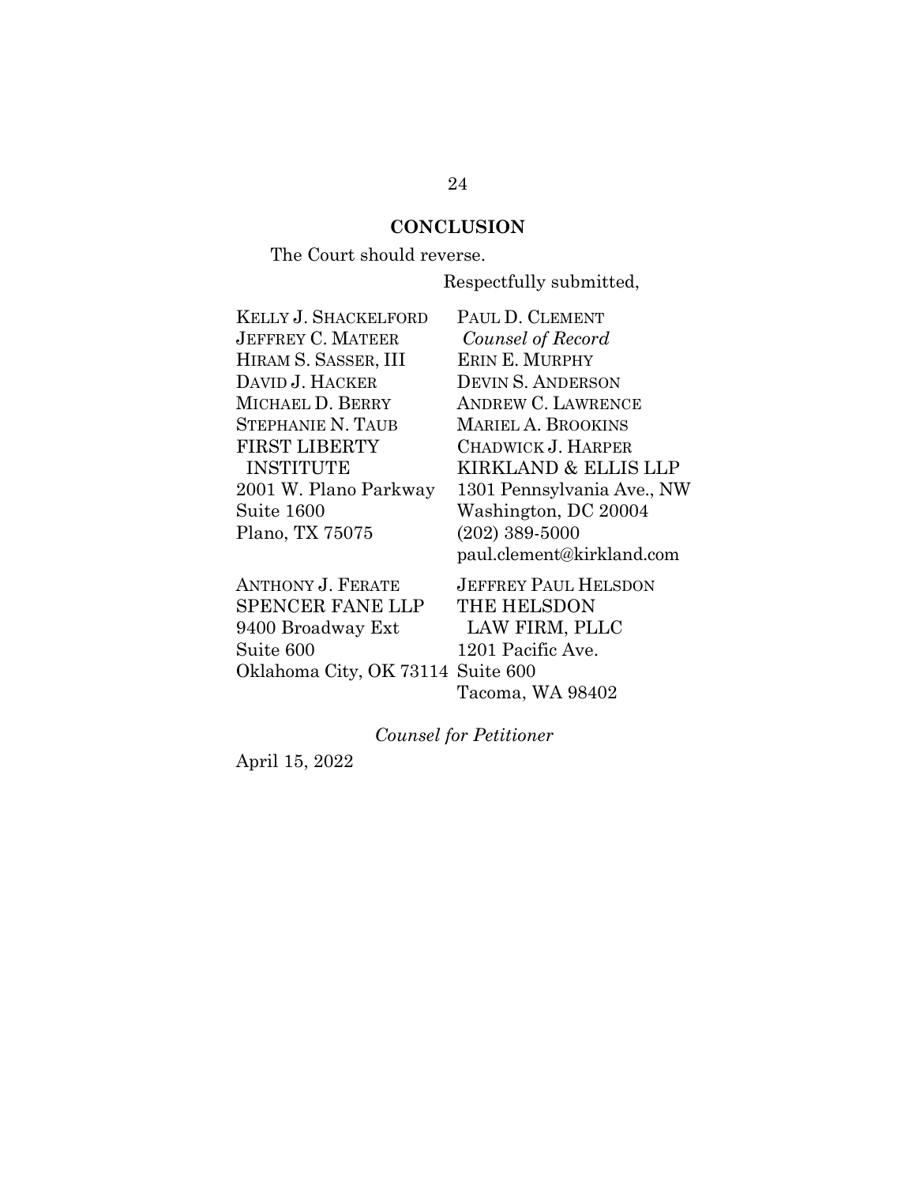## CONCLUSION

The Court should reverse.

Respectfully submitted,

KELLY J. SHACKELFORD
JEFFREY C. MATEER
HIRAM S. SASSER, III
DAVID J. HACKER
MICHAEL D. BERRY
STEPHANIE N. TAUB
FIRST LIBERTY
INSTITUTE
2001 W. Plano Parkway
Suite 1600
Plano, TX 75075

PAUL D. CLEMENT
*Counsel of Record*
ERIN E. MURPHY
DEVIN S. ANDERSON
ANDREW C. LAWRENCE
MARIEL A. BROOKINS
CHADWICK J. HARPER
KIRKLAND & ELLIS LLP
1301 Pennsylvania Ave., NW
Washington, DC 20004
(202) 389-5000
paul.clement@kirkland.com

ANTHONY J. FERATE
SPENCER FANE LLP
9400 Broadway Ext
Suite 600
Oklahoma City, OK 73114

JEFFREY PAUL HELSDON
THE HELSDON
LAW FIRM, PLLC
1201 Pacific Ave.
Suite 600
Tacoma, WA 98402

*Counsel for Petitioner*

April 15, 2022